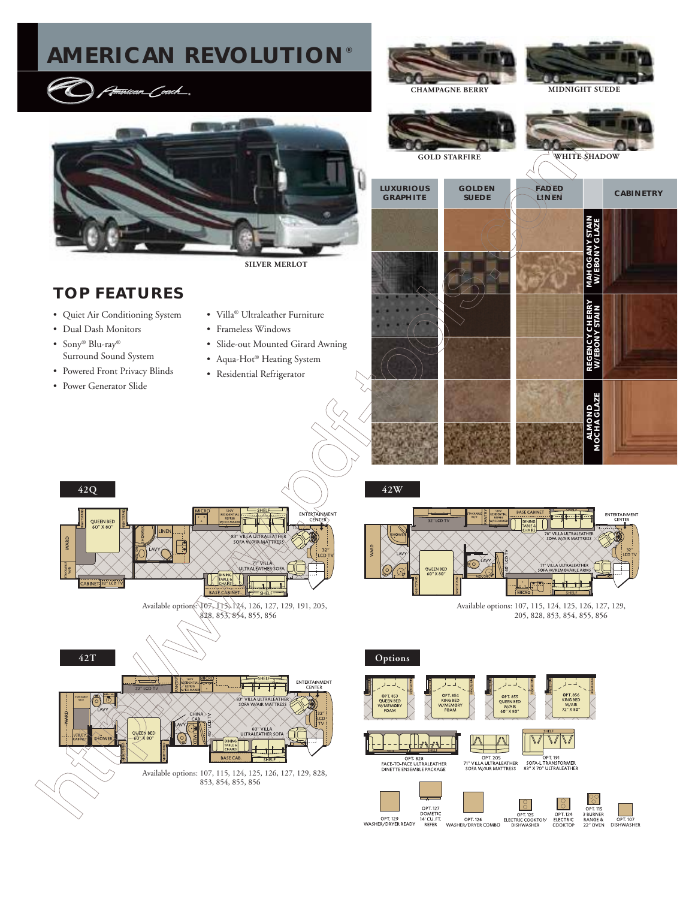# AMERICAN REVOLUTION®

American Coach

CHAMPAGNE BERRY

MIDNIGHT SUEDE

GOLD STARFIRE

WHITE SHADOW

SILVER MERLOT

| LUXURIOUS GRAPHITE | GOLDEN SUEDE | FADED LINEN | | CABINETRY |
|---|---|---|---|---|
| | | | MAHOGANY STAIN W/EBONY GLAZE | |
| | | | REGENCY CHERRY W/EBONY STAIN | |
| | | | ALMOND MOCHA GLAZE | |

## TOP FEATURES

- Quiet Air Conditioning System
- Dual Dash Monitors
- Sony® Blu-ray® Surround Sound System
- Powered Front Privacy Blinds
- Power Generator Slide
- Villa® Ultraleather Furniture
- Frameless Windows
- Slide-out Mounted Girard Awning
- Aqua-Hot® Heating System
- Residential Refrigerator

### 42Q

Available options: 107, 115, 124, 126, 127, 129, 191, 205, 828, 853, 854, 855, 856

### 42W

Available options: 107, 115, 124, 125, 126, 127, 129, 205, 828, 853, 854, 855, 856

### 42T

Available options: 107, 115, 124, 125, 126, 127, 129, 828, 853, 854, 855, 856

### Options

- OPT. 853 QUEEN BED W/MEMORY FOAM
- OPT. 854 KING BED W/MEMORY FOAM
- OPT. 855 QUEEN BED W/AIR 60" X 80"
- OPT. 856 KING BED W/AIR 72" X 80"
- OPT. 828 FACE-TO-FACE ULTRALEATHER DINETTE ENSEMBLE PACKAGE
- OPT. 205 71" VILLA ULTRALEATHER SOFA W/AIR MATTRESS
- OPT. 191 SOFA-L TRANSFORMER 83" X 70" ULTRALEATHER
- OPT. 129 WASHER/DRYER READY
- OPT. 127 DOMETIC 14' CU.FT. REFER
- OPT. 126 WASHER/DRYER COMBO
- OPT. 125 ELECTRIC COOKTOP/ DISHWASHER
- OPT. 124 ELECTRIC COOKTOP
- OPT. 115 3 BURNER RANGE & 22" OVEN
- OPT. 107 DISHWASHER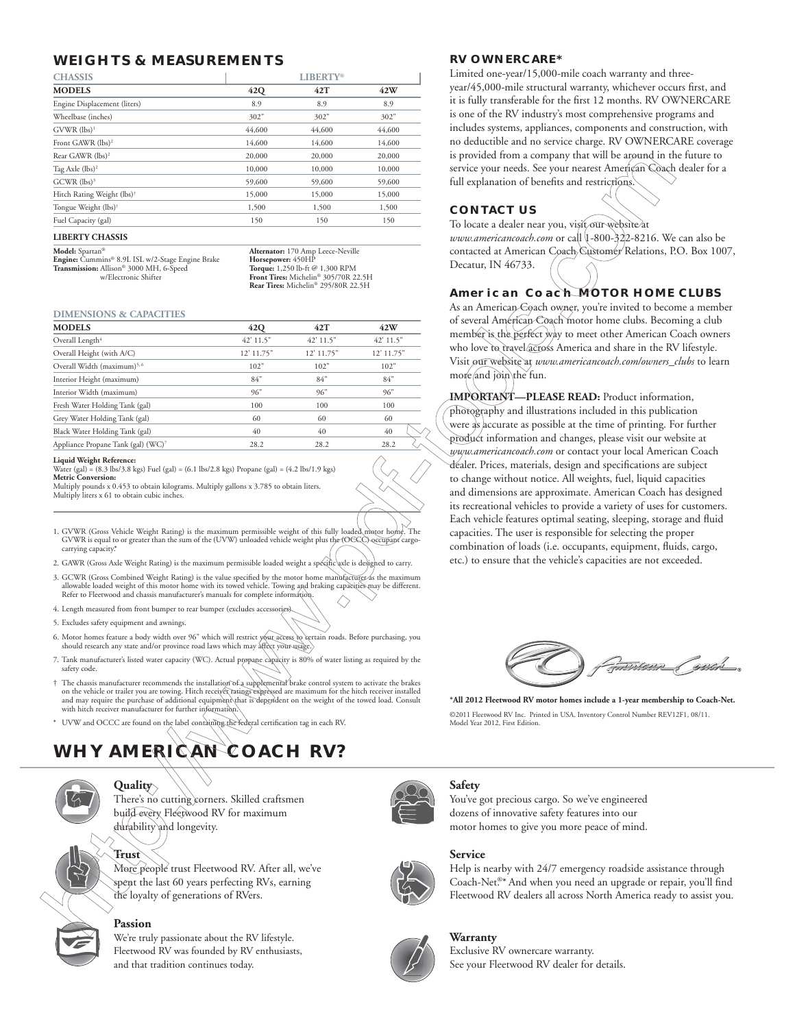## WEIGHTS & MEASUREMENTS

| CHASSIS | LIBERTY® | | |
|---|---|---|---|
| MODELS | 42Q | 42T | 42W |
| Engine Displacement (liters) | 8.9 | 8.9 | 8.9 |
| Wheelbase (inches) | 302" | 302" | 302" |
| GVWR (lbs)[1] | 44,600 | 44,600 | 44,600 |
| Front GAWR (lbs)[2] | 14,600 | 14,600 | 14,600 |
| Rear GAWR (lbs)[2] | 20,000 | 20,000 | 20,000 |
| Tag Axle (lbs)[2] | 10,000 | 10,000 | 10,000 |
| GCWR (lbs)[3] | 59,600 | 59,600 | 59,600 |
| Hitch Rating Weight (lbs)† | 15,000 | 15,000 | 15,000 |
| Tongue Weight (lbs)† | 1,500 | 1,500 | 1,500 |
| Fuel Capacity (gal) | 150 | 150 | 150 |

**LIBERTY CHASSIS**

**Model:** Spartan®
**Engine:** Cummins® 8.9L ISL w/2-Stage Engine Brake
**Transmission:** Allison® 3000 MH, 6-Speed w/Electronic Shifter
**Alternator:** 170 Amp Leece-Neville
**Horsepower:** 450HP
**Torque:** 1,250 lb-ft @ 1,300 RPM
**Front Tires:** Michelin® 305/70R 22.5H
**Rear Tires:** Michelin® 295/80R 22.5H

**DIMENSIONS & CAPACITIES**

| MODELS | 42Q | 42T | 42W |
|---|---|---|---|
| Overall Length[4] | 42' 11.5" | 42' 11.5" | 42' 11.5" |
| Overall Height (with A/C) | 12' 11.75" | 12' 11.75" | 12' 11.75" |
| Overall Width (maximum)[5, 6] | 102" | 102" | 102" |
| Interior Height (maximum) | 84" | 84" | 84" |
| Interior Width (maximum) | 96" | 96" | 96" |
| Fresh Water Holding Tank (gal) | 100 | 100 | 100 |
| Grey Water Holding Tank (gal) | 60 | 60 | 60 |
| Black Water Holding Tank (gal) | 40 | 40 | 40 |
| Appliance Propane Tank (gal) (WC)[7] | 28.2 | 28.2 | 28.2 |

**Liquid Weight Reference:**
Water (gal) = (8.3 lbs/3.8 kgs) Fuel (gal) = (6.1 lbs/2.8 kgs) Propane (gal) = (4.2 lbs/1.9 kgs)
**Metric Conversion:**
Multiply pounds x 0.453 to obtain kilograms. Multiply gallons x 3.785 to obtain liters.
Multiply liters x 61 to obtain cubic inches.

1. GVWR (Gross Vehicle Weight Rating) is the maximum permissible weight of this fully loaded motor home. The GVWR is equal to or greater than the sum of the (UVW) unloaded vehicle weight plus the (OCCC) occupant cargo-carrying capacity.*
2. GAWR (Gross Axle Weight Rating) is the maximum permissible loaded weight a specific axle is designed to carry.
3. GCWR (Gross Combined Weight Rating) is the value specified by the motor home manufacturer as the maximum allowable loaded weight of this motor home with its towed vehicle. Towing and braking capacities may be different. Refer to Fleetwood and chassis manufacturer's manuals for complete information.
4. Length measured from front bumper to rear bumper (excludes accessories).
5. Excludes safety equipment and awnings.
6. Motor homes feature a body width over 96" which will restrict your access to certain roads. Before purchasing, you should research any state and/or province road laws which may affect your usage.
7. Tank manufacturer's listed water capacity (WC). Actual propane capacity is 80% of water listing as required by the safety code.

† The chassis manufacturer recommends the installation of a supplemental brake control system to activate the brakes on the vehicle or trailer you are towing. Hitch receiver ratings expressed are maximum for the hitch receiver installed and may require the purchase of additional equipment that is dependent on the weight of the towed load. Consult with hitch receiver manufacturer for further information.

\* UVW and OCCC are found on the label containing the federal certification tag in each RV.

## RV OWNERCARE*

Limited one-year/15,000-mile coach warranty and three-year/45,000-mile structural warranty, whichever occurs first, and it is fully transferable for the first 12 months. RV OWNERCARE is one of the RV industry's most comprehensive programs and includes systems, appliances, components and construction, with no deductible and no service charge. RV OWNERCARE coverage is provided from a company that will be around in the future to service your needs. See your nearest American Coach dealer for a full explanation of benefits and restrictions.

## CONTACT US

To locate a dealer near you, visit our website at *www.americancoach.com* or call 1-800-322-8216. We can also be contacted at American Coach Customer Relations, P.O. Box 1007, Decatur, IN 46733.

## American Coach MOTOR HOME CLUBS

As an American Coach owner, you're invited to become a member of several American Coach motor home clubs. Becoming a club member is the perfect way to meet other American Coach owners who love to travel across America and share in the RV lifestyle. Visit our website at *www.americancoach.com/owners_clubs* to learn more and join the fun.

**IMPORTANT—PLEASE READ:** Product information, photography and illustrations included in this publication were as accurate as possible at the time of printing. For further product information and changes, please visit our website at *www.americancoach.com* or contact your local American Coach dealer. Prices, materials, design and specifications are subject to change without notice. All weights, fuel, liquid capacities and dimensions are approximate. American Coach has designed its recreational vehicles to provide a variety of uses for customers. Each vehicle features optimal seating, sleeping, storage and fluid capacities. The user is responsible for selecting the proper combination of loads (i.e. occupants, equipment, fluids, cargo, etc.) to ensure that the vehicle's capacities are not exceeded.

American Coach

**\*All 2012 Fleetwood RV motor homes include a 1-year membership to Coach-Net.**

©2011 Fleetwood RV Inc. Printed in USA. Inventory Control Number REV12F1, 08/11. Model Year 2012, First Edition.

## WHY AMERICAN COACH RV?

**Quality**
There's no cutting corners. Skilled craftsmen build every Fleetwood RV for maximum durability and longevity.

**Trust**
More people trust Fleetwood RV. After all, we've spent the last 60 years perfecting RVs, earning the loyalty of generations of RVers.

**Passion**
We're truly passionate about the RV lifestyle. Fleetwood RV was founded by RV enthusiasts, and that tradition continues today.

**Safety**
You've got precious cargo. So we've engineered dozens of innovative safety features into our motor homes to give you more peace of mind.

**Service**
Help is nearby with 24/7 emergency roadside assistance through Coach-Net.®* And when you need an upgrade or repair, you'll find Fleetwood RV dealers all across North America ready to assist you.

**Warranty**
Exclusive RV ownercare warranty. See your Fleetwood RV dealer for details.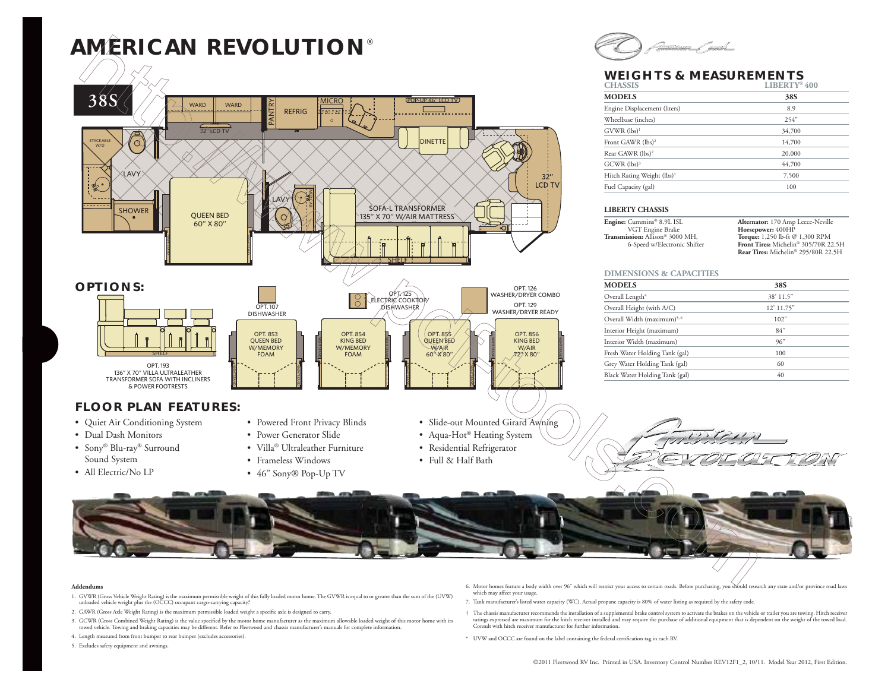# AMERICAN REVOLUTION®

## 38S

QUEEN BED 60" X 80"

SOFA-L TRANSFORMER 135" X 70" W/AIR MATTRESS

## OPTIONS:

OPT. 193 136" X 70" VILLA ULTRALEATHER TRANSFORMER SOFA WITH INCLINERS & POWER FOOTRESTS

OPT. 107 DISHWASHER

OPT. 125 ELECTRIC COOKTOP/ DISHWASHER

OPT. 126 WASHER/DRYER COMBO

OPT. 129 WASHER/DRYER READY

OPT. 853 QUEEN BED W/MEMORY FOAM

OPT. 854 KING BED W/MEMORY FOAM

OPT. 855 QUEEN BED W/AIR 60" X 80"

OPT. 856 KING BED W/AIR 72" X 80"

## FLOOR PLAN FEATURES:

- Quiet Air Conditioning System
- Dual Dash Monitors
- Sony® Blu-ray® Surround Sound System
- All Electric/No LP
- Powered Front Privacy Blinds
- Power Generator Slide
- Villa® Ultraleather Furniture
- Frameless Windows
- 46" Sony® Pop-Up TV
- Slide-out Mounted Girard Awning
- Aqua-Hot® Heating System
- Residential Refrigerator
- Full & Half Bath

## WEIGHTS & MEASUREMENTS

| CHASSIS | LIBERTY® 400 |
|---|---|
| **MODELS** | **38S** |
| Engine Displacement (liters) | 8.9 |
| Wheelbase (inches) | 254" |
| GVWR (lbs)[1] | 34,700 |
| Front GAWR (lbs)[2] | 14,700 |
| Rear GAWR (lbs)[2] | 20,000 |
| GCWR (lbs)[3] | 44,700 |
| Hitch Rating Weight (lbs)[†] | 7,500 |
| Fuel Capacity (gal) | 100 |

### LIBERTY CHASSIS

**Engine:** Cummins® 8.9L ISL VGT Engine Brake
**Transmission:** Allison® 3000 MH, 6-Speed w/Electronic Shifter

**Alternator:** 170 Amp Leece-Neville
**Horsepower:** 400HP
**Torque:** 1,250 lb-ft @ 1,300 RPM
**Front Tires:** Michelin® 305/70R 22.5H
**Rear Tires:** Michelin® 295/80R 22.5H

### DIMENSIONS & CAPACITIES

| MODELS | 38S |
|---|---|
| Overall Length[4] | 38' 11.5" |
| Overall Height (with A/C) | 12' 11.75" |
| Overall Width (maximum)[5, 6] | 102" |
| Interior Height (maximum) | 84" |
| Interior Width (maximum) | 96" |
| Fresh Water Holding Tank (gal) | 100 |
| Grey Water Holding Tank (gal) | 60 |
| Black Water Holding Tank (gal) | 40 |

**Addendums**

1. GVWR (Gross Vehicle Weight Rating) is the maximum permissible weight of this fully loaded motor home. The GVWR is equal to or greater than the sum of the (UVW) unloaded vehicle weight plus the (OCCC) occupant cargo-carrying capacity.*
2. GAWR (Gross Axle Weight Rating) is the maximum permissible loaded weight a specific axle is designed to carry.
3. GCWR (Gross Combined Weight Rating) is the value specified by the motor home manufacturer as the maximum allowable loaded weight of this motor home with its towed vehicle. Towing and braking capacities may be different. Refer to Fleetwood and chassis manufacturer's manuals for complete information.
4. Length measured from front bumper to rear bumper (excludes accessories).
5. Excludes safety equipment and awnings.
6. Motor homes feature a body width over 96" which will restrict your access to certain roads. Before purchasing, you should research any state and/or province road laws which may affect your usage.
7. Tank manufacturer's listed water capacity (WC). Actual propane capacity is 80% of water listing as required by the safety code.

† The chassis manufacturer recommends the installation of a supplemental brake control system to activate the brakes on the vehicle or trailer you are towing. Hitch receiver ratings expressed are maximum for the hitch receiver installed and may require the purchase of additional equipment that is dependent on the weight of the towed load. Consult with hitch receiver manufacturer for further information.

\* UVW and OCCC are found on the label containing the federal certification tag in each RV.

©2011 Fleetwood RV Inc. Printed in USA. Inventory Control Number REV12F1_2, 10/11. Model Year 2012, First Edition.